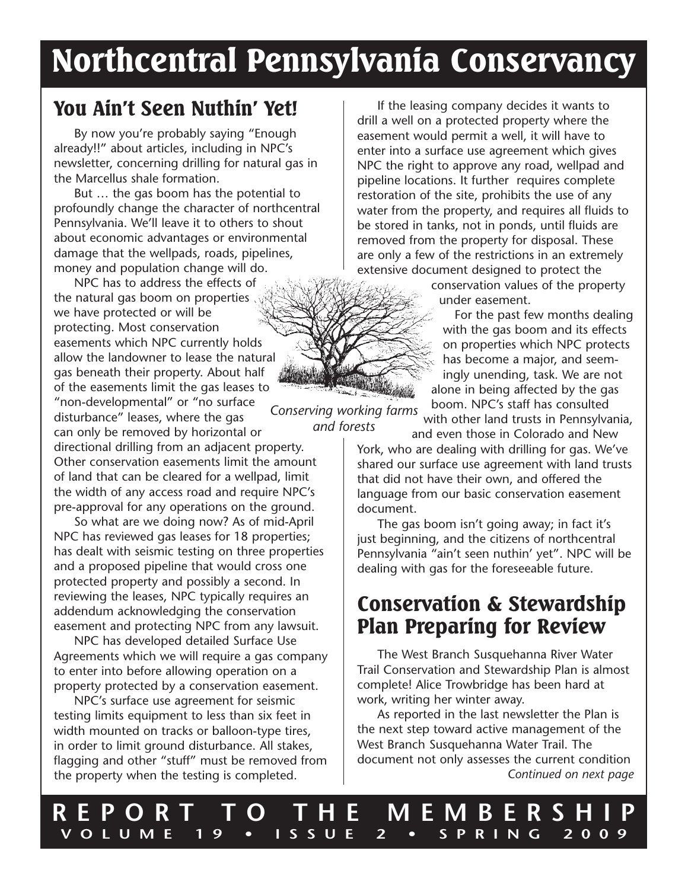# Northcentral Pennsylvania Conservancy

## You Ain't Seen Nuthin' Yet!

By now you're probably saying "Enough already!!" about articles, including in NPC's newsletter, concerning drilling for natural gas in the Marcellus shale formation.

But … the gas boom has the potential to profoundly change the character of northcentral Pennsylvania. We'll leave it to others to shout about economic advantages or environmental damage that the wellpads, roads, pipelines, money and population change will do.

NPC has to address the effects of the natural gas boom on properties we have protected or will be protecting. Most conservation easements which NPC currently holds allow the landowner to lease the natural gas beneath their property. About half of the easements limit the gas leases to "non-developmental" or "no surface disturbance" leases, where the gas can only be removed by horizontal or directional drilling from an adjacent property. Other conservation easements limit the amount of land that can be cleared for a wellpad, limit the width of any access road and require NPC's pre-approval for any operations on the ground.

So what are we doing now? As of mid-April NPC has reviewed gas leases for 18 properties; has dealt with seismic testing on three properties and a proposed pipeline that would cross one protected property and possibly a second. In reviewing the leases, NPC typically requires an addendum acknowledging the conservation easement and protecting NPC from any lawsuit.

NPC has developed detailed Surface Use Agreements which we will require a gas company to enter into before allowing operation on a property protected by a conservation easement.

NPC's surface use agreement for seismic testing limits equipment to less than six feet in width mounted on tracks or balloon-type tires, in order to limit ground disturbance. All stakes, flagging and other "stuff" must be removed from the property when the testing is completed.

*Conserving working farms and forests*

If the leasing company decides it wants to drill a well on a protected property where the easement would permit a well, it will have to enter into a surface use agreement which gives NPC the right to approve any road, wellpad and pipeline locations. It further requires complete restoration of the site, prohibits the use of any water from the property, and requires all fluids to be stored in tanks, not in ponds, until fluids are removed from the property for disposal. These are only a few of the restrictions in an extremely extensive document designed to protect the conservation values of the property under easement.

For the past few months dealing with the gas boom and its effects on properties which NPC protects has become a major, and seemingly unending, task. We are not alone in being affected by the gas boom. NPC's staff has consulted with other land trusts in Pennsylvania, and even those in Colorado and New York, who are dealing with drilling for gas. We've shared our surface use agreement with land trusts that did not have their own, and offered the language from our basic conservation easement document.

The gas boom isn't going away; in fact it's just beginning, and the citizens of northcentral Pennsylvania "ain't seen nuthin' yet". NPC will be dealing with gas for the foreseeable future.

## Conservation & Stewardship Plan Preparing for Review

The West Branch Susquehanna River Water Trail Conservation and Stewardship Plan is almost complete! Alice Trowbridge has been hard at work, writing her winter away.

As reported in the last newsletter the Plan is the next step toward active management of the West Branch Susquehanna Water Trail. The document not only assesses the current condition

*Continued on next page*

**REPORT TO THE MEMBERSHIP**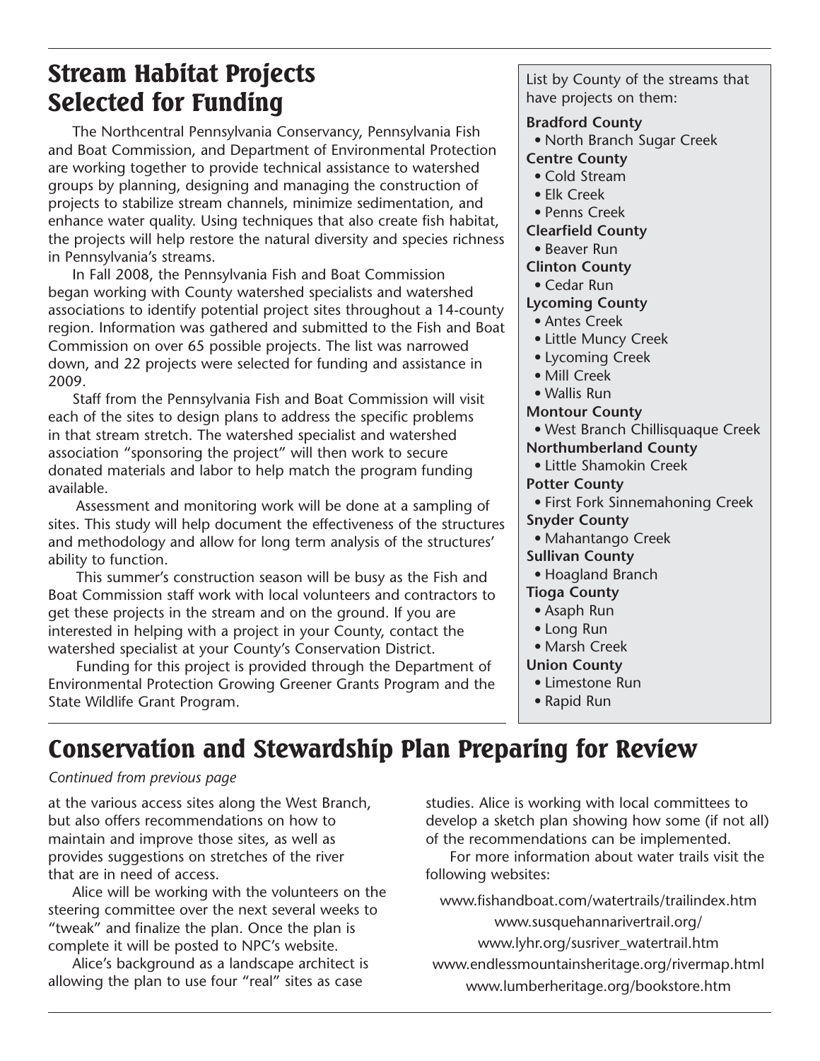## Stream Habitat Projects Selected for Funding

The Northcentral Pennsylvania Conservancy, Pennsylvania Fish and Boat Commission, and Department of Environmental Protection are working together to provide technical assistance to watershed groups by planning, designing and managing the construction of projects to stabilize stream channels, minimize sedimentation, and enhance water quality. Using techniques that also create fish habitat, the projects will help restore the natural diversity and species richness in Pennsylvania's streams.

In Fall 2008, the Pennsylvania Fish and Boat Commission began working with County watershed specialists and watershed associations to identify potential project sites throughout a 14-county region. Information was gathered and submitted to the Fish and Boat Commission on over 65 possible projects. The list was narrowed down, and 22 projects were selected for funding and assistance in 2009.

Staff from the Pennsylvania Fish and Boat Commission will visit each of the sites to design plans to address the specific problems in that stream stretch. The watershed specialist and watershed association "sponsoring the project" will then work to secure donated materials and labor to help match the program funding available.

Assessment and monitoring work will be done at a sampling of sites. This study will help document the effectiveness of the structures and methodology and allow for long term analysis of the structures' ability to function.

This summer's construction season will be busy as the Fish and Boat Commission staff work with local volunteers and contractors to get these projects in the stream and on the ground. If you are interested in helping with a project in your County, contact the watershed specialist at your County's Conservation District.

Funding for this project is provided through the Department of Environmental Protection Growing Greener Grants Program and the State Wildlife Grant Program.

List by County of the streams that have projects on them:

**Bradford County**
- North Branch Sugar Creek

**Centre County**
- Cold Stream
- Elk Creek
- Penns Creek

**Clearfield County**
- Beaver Run

**Clinton County**
- Cedar Run

**Lycoming County**
- Antes Creek
- Little Muncy Creek
- Lycoming Creek
- Mill Creek
- Wallis Run

**Montour County**
- West Branch Chillisquaque Creek

**Northumberland County**
- Little Shamokin Creek

**Potter County**
- First Fork Sinnemahoning Creek

**Snyder County**
- Mahantango Creek

**Sullivan County**
- Hoagland Branch

**Tioga County**
- Asaph Run
- Long Run
- Marsh Creek

**Union County**
- Limestone Run
- Rapid Run

## Conservation and Stewardship Plan Preparing for Review

*Continued from previous page*

at the various access sites along the West Branch, but also offers recommendations on how to maintain and improve those sites, as well as provides suggestions on stretches of the river that are in need of access.

Alice will be working with the volunteers on the steering committee over the next several weeks to "tweak" and finalize the plan. Once the plan is complete it will be posted to NPC's website.

Alice's background as a landscape architect is allowing the plan to use four "real" sites as case studies. Alice is working with local committees to develop a sketch plan showing how some (if not all) of the recommendations can be implemented.

For more information about water trails visit the following websites:

www.fishandboat.com/watertrails/trailindex.htm
www.susquehannarivertrail.org/
www.lyhr.org/susriver_watertrail.htm
www.endlessmountainsheritage.org/rivermap.html
www.lumberheritage.org/bookstore.htm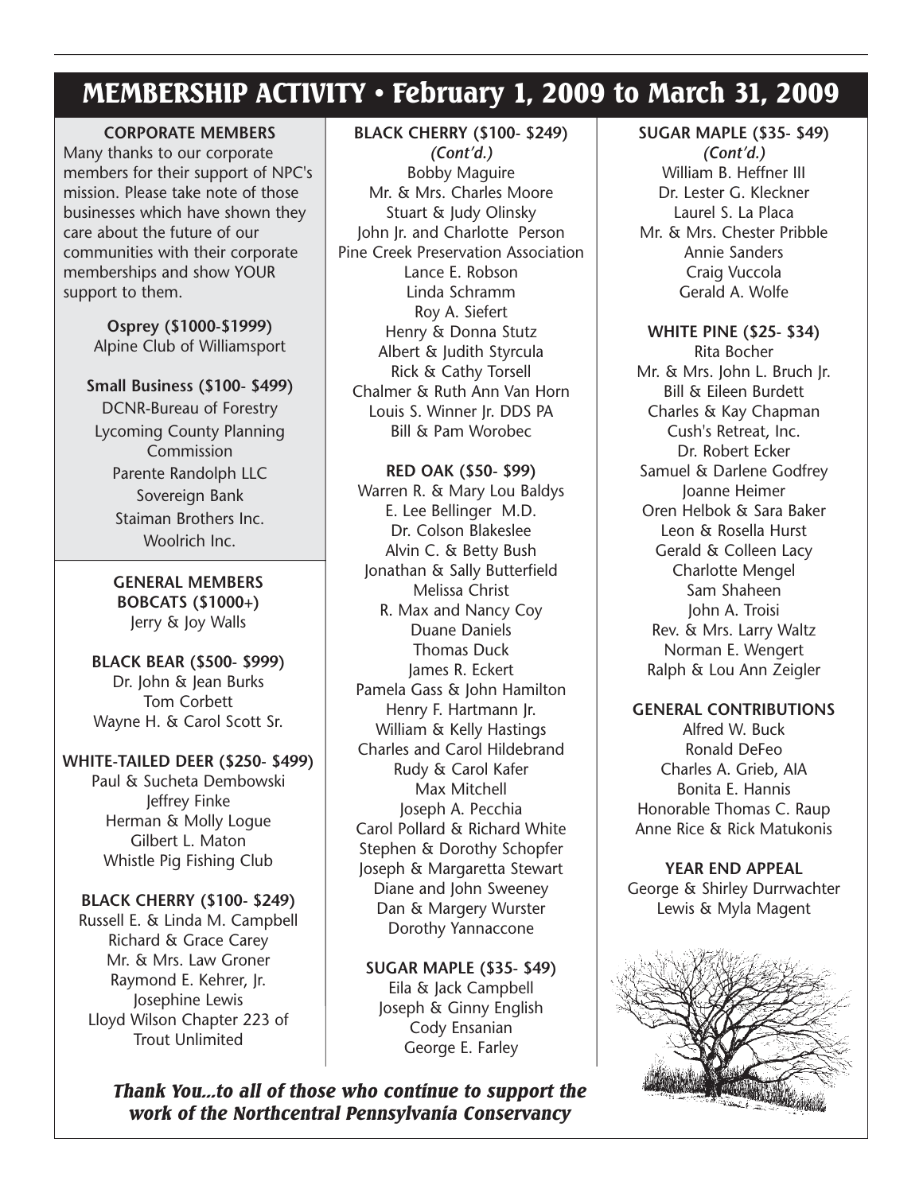# MEMBERSHIP ACTIVITY • February 1, 2009 to March 31, 2009

**CORPORATE MEMBERS**

Many thanks to our corporate members for their support of NPC's mission. Please take note of those businesses which have shown they care about the future of our communities with their corporate memberships and show YOUR support to them.

**Osprey ($1000-$1999)**

Alpine Club of Williamsport

**Small Business ($100- $499)**

DCNR-Bureau of Forestry
Lycoming County Planning Commission
Parente Randolph LLC
Sovereign Bank
Staiman Brothers Inc.
Woolrich Inc.

**GENERAL MEMBERS**

**BOBCATS ($1000+)**

Jerry & Joy Walls

**BLACK BEAR ($500- $999)**

Dr. John & Jean Burks
Tom Corbett
Wayne H. & Carol Scott Sr.

**WHITE-TAILED DEER ($250- $499)**

Paul & Sucheta Dembowski
Jeffrey Finke
Herman & Molly Logue
Gilbert L. Maton
Whistle Pig Fishing Club

**BLACK CHERRY ($100- $249)**

Russell E. & Linda M. Campbell
Richard & Grace Carey
Mr. & Mrs. Law Groner
Raymond E. Kehrer, Jr.
Josephine Lewis
Lloyd Wilson Chapter 223 of Trout Unlimited
Bobby Maguire
Mr. & Mrs. Charles Moore
Stuart & Judy Olinsky
John Jr. and Charlotte Person
Pine Creek Preservation Association
Lance E. Robson
Linda Schramm
Roy A. Siefert
Henry & Donna Stutz
Albert & Judith Styrcula
Rick & Cathy Torsell
Chalmer & Ruth Ann Van Horn
Louis S. Winner Jr. DDS PA
Bill & Pam Worobec

**RED OAK ($50- $99)**

Warren R. & Mary Lou Baldys
E. Lee Bellinger M.D.
Dr. Colson Blakeslee
Alvin C. & Betty Bush
Jonathan & Sally Butterfield
Melissa Christ
R. Max and Nancy Coy
Duane Daniels
Thomas Duck
James R. Eckert
Pamela Gass & John Hamilton
Henry F. Hartmann Jr.
William & Kelly Hastings
Charles and Carol Hildebrand
Rudy & Carol Kafer
Max Mitchell
Joseph A. Pecchia
Carol Pollard & Richard White
Stephen & Dorothy Schopfer
Joseph & Margaretta Stewart
Diane and John Sweeney
Dan & Margery Wurster
Dorothy Yannaccone

**SUGAR MAPLE ($35- $49)**

Eila & Jack Campbell
Joseph & Ginny English
Cody Ensanian
George E. Farley
William B. Heffner III
Dr. Lester G. Kleckner
Laurel S. La Placa
Mr. & Mrs. Chester Pribble
Annie Sanders
Craig Vuccola
Gerald A. Wolfe

**WHITE PINE ($25- $34)**

Rita Bocher
Mr. & Mrs. John L. Bruch Jr.
Bill & Eileen Burdett
Charles & Kay Chapman
Cush's Retreat, Inc.
Dr. Robert Ecker
Samuel & Darlene Godfrey
Joanne Heimer
Oren Helbok & Sara Baker
Leon & Rosella Hurst
Gerald & Colleen Lacy
Charlotte Mengel
Sam Shaheen
John A. Troisi
Rev. & Mrs. Larry Waltz
Norman E. Wengert
Ralph & Lou Ann Zeigler

**GENERAL CONTRIBUTIONS**

Alfred W. Buck
Ronald DeFeo
Charles A. Grieb, AIA
Bonita E. Hannis
Honorable Thomas C. Raup
Anne Rice & Rick Matukonis

**YEAR END APPEAL**

George & Shirley Durrwachter
Lewis & Myla Magent

***Thank You...to all of those who continue to support the work of the Northcentral Pennsylvania Conservancy***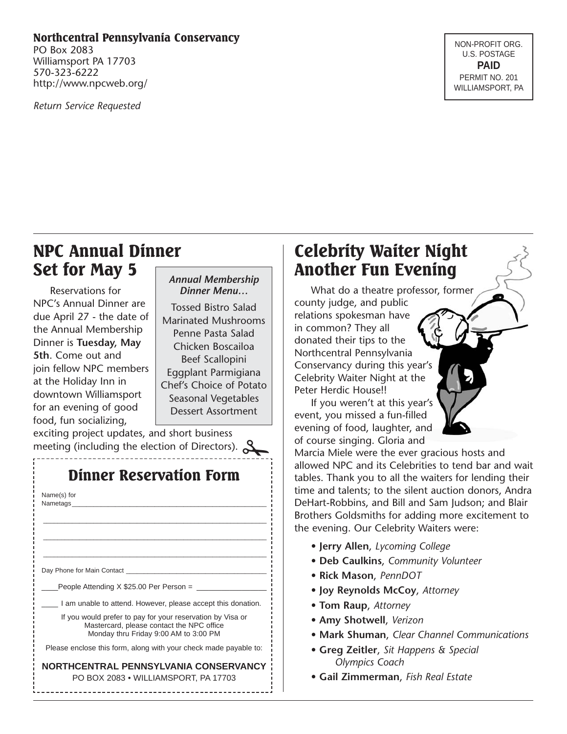**Northcentral Pennsylvania Conservancy**
PO Box 2083
Williamsport PA 17703
570-323-6222
http://www.npcweb.org/

*Return Service Requested*

NON-PROFIT ORG.
U.S. POSTAGE
**PAID**
PERMIT NO. 201
WILLIAMSPORT, PA

## NPC Annual Dinner Set for May 5

Reservations for NPC's Annual Dinner are due April 27 - the date of the Annual Membership Dinner is **Tuesday, May 5th**. Come out and join fellow NPC members at the Holiday Inn in downtown Williamsport for an evening of good food, fun socializing, exciting project updates, and short business meeting (including the election of Directors).

***Annual Membership Dinner Menu…***

Tossed Bistro Salad
Marinated Mushrooms
Penne Pasta Salad
Chicken Boscailoa
Beef Scallopini
Eggplant Parmigiana
Chef's Choice of Potato
Seasonal Vegetables
Dessert Assortment

### Dinner Reservation Form

Name(s) for Nametags\_\_\_\_\_\_\_\_\_\_\_\_\_\_\_\_\_\_\_\_\_\_\_\_\_\_\_\_\_\_\_\_\_\_\_\_\_\_\_\_

\_\_\_\_\_\_\_\_\_\_\_\_\_\_\_\_\_\_\_\_\_\_\_\_\_\_\_\_\_\_\_\_\_\_\_\_\_\_\_\_\_\_\_\_\_\_\_\_

\_\_\_\_\_\_\_\_\_\_\_\_\_\_\_\_\_\_\_\_\_\_\_\_\_\_\_\_\_\_\_\_\_\_\_\_\_\_\_\_\_\_\_\_\_\_\_\_

\_\_\_\_\_\_\_\_\_\_\_\_\_\_\_\_\_\_\_\_\_\_\_\_\_\_\_\_\_\_\_\_\_\_\_\_\_\_\_\_\_\_\_\_\_\_\_\_

Day Phone for Main Contact \_\_\_\_\_\_\_\_\_\_\_\_\_\_\_\_\_\_\_\_\_\_\_\_\_\_\_\_\_\_

\_\_\_\_People Attending X $25.00 Per Person = \_\_\_\_\_\_\_\_\_\_\_\_\_\_\_

\_\_\_\_ I am unable to attend. However, please accept this donation.

If you would prefer to pay for your reservation by Visa or Mastercard, please contact the NPC office Monday thru Friday 9:00 AM to 3:00 PM

Please enclose this form, along with your check made payable to:

**NORTHCENTRAL PENNSYLVANIA CONSERVANCY**
PO BOX 2083 • WILLIAMSPORT, PA 17703

## Celebrity Waiter Night Another Fun Evening

What do a theatre professor, former county judge, and public relations spokesman have in common? They all donated their tips to the Northcentral Pennsylvania Conservancy during this year's Celebrity Waiter Night at the Peter Herdic House!!

If you weren't at this year's event, you missed a fun-filled evening of food, laughter, and of course singing. Gloria and Marcia Miele were the ever gracious hosts and allowed NPC and its Celebrities to tend bar and wait tables. Thank you to all the waiters for lending their time and talents; to the silent auction donors, Andra DeHart-Robbins, and Bill and Sam Judson; and Blair Brothers Goldsmiths for adding more excitement to the evening. Our Celebrity Waiters were:

- **Jerry Allen**, *Lycoming College*
- **Deb Caulkins**, *Community Volunteer*
- **Rick Mason**, *PennDOT*
- **Joy Reynolds McCoy**, *Attorney*
- **Tom Raup**, *Attorney*
- **Amy Shotwell**, *Verizon*
- **Mark Shuman**, *Clear Channel Communications*
- **Greg Zeitler**, *Sit Happens & Special Olympics Coach*
- **Gail Zimmerman**, *Fish Real Estate*